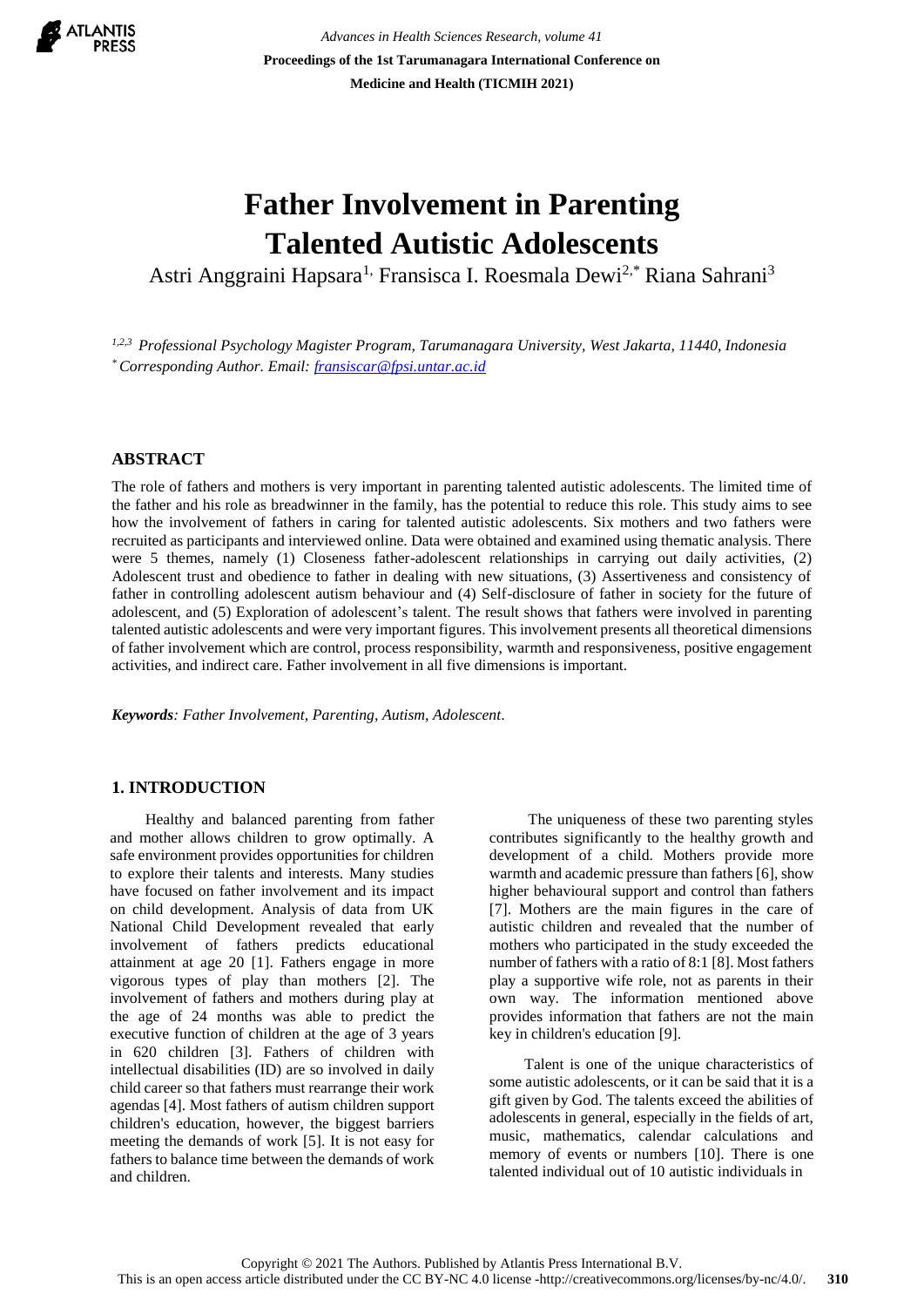# Father Involvement in Parenting Talented Autistic Adolescents

Astri Anggraini Hapsara[1], Fransisca I. Roesmala Dewi[2,*] Riana Sahrani[3]

[1,2,3] *Professional Psychology Magister Program, Tarumanagara University, West Jakarta, 11440, Indonesia*
[*] *Corresponding Author. Email: fransiscar@fpsi.untar.ac.id*

## ABSTRACT

The role of fathers and mothers is very important in parenting talented autistic adolescents. The limited time of the father and his role as breadwinner in the family, has the potential to reduce this role. This study aims to see how the involvement of fathers in caring for talented autistic adolescents. Six mothers and two fathers were recruited as participants and interviewed online. Data were obtained and examined using thematic analysis. There were 5 themes, namely (1) Closeness father-adolescent relationships in carrying out daily activities, (2) Adolescent trust and obedience to father in dealing with new situations, (3) Assertiveness and consistency of father in controlling adolescent autism behaviour and (4) Self-disclosure of father in society for the future of adolescent, and (5) Exploration of adolescent's talent. The result shows that fathers were involved in parenting talented autistic adolescents and were very important figures. This involvement presents all theoretical dimensions of father involvement which are control, process responsibility, warmth and responsiveness, positive engagement activities, and indirect care. Father involvement in all five dimensions is important.

***Keywords**: Father Involvement, Parenting, Autism, Adolescent.*

## 1. INTRODUCTION

Healthy and balanced parenting from father and mother allows children to grow optimally. A safe environment provides opportunities for children to explore their talents and interests. Many studies have focused on father involvement and its impact on child development. Analysis of data from UK National Child Development revealed that early involvement of fathers predicts educational attainment at age 20 [1]. Fathers engage in more vigorous types of play than mothers [2]. The involvement of fathers and mothers during play at the age of 24 months was able to predict the executive function of children at the age of 3 years in 620 children [3]. Fathers of children with intellectual disabilities (ID) are so involved in daily child career so that fathers must rearrange their work agendas [4]. Most fathers of autism children support children's education, however, the biggest barriers meeting the demands of work [5]. It is not easy for fathers to balance time between the demands of work and children.

The uniqueness of these two parenting styles contributes significantly to the healthy growth and development of a child. Mothers provide more warmth and academic pressure than fathers [6], show higher behavioural support and control than fathers [7]. Mothers are the main figures in the care of autistic children and revealed that the number of mothers who participated in the study exceeded the number of fathers with a ratio of 8:1 [8]. Most fathers play a supportive wife role, not as parents in their own way. The information mentioned above provides information that fathers are not the main key in children's education [9].

Talent is one of the unique characteristics of some autistic adolescents, or it can be said that it is a gift given by God. The talents exceed the abilities of adolescents in general, especially in the fields of art, music, mathematics, calendar calculations and memory of events or numbers [10]. There is one talented individual out of 10 autistic individuals in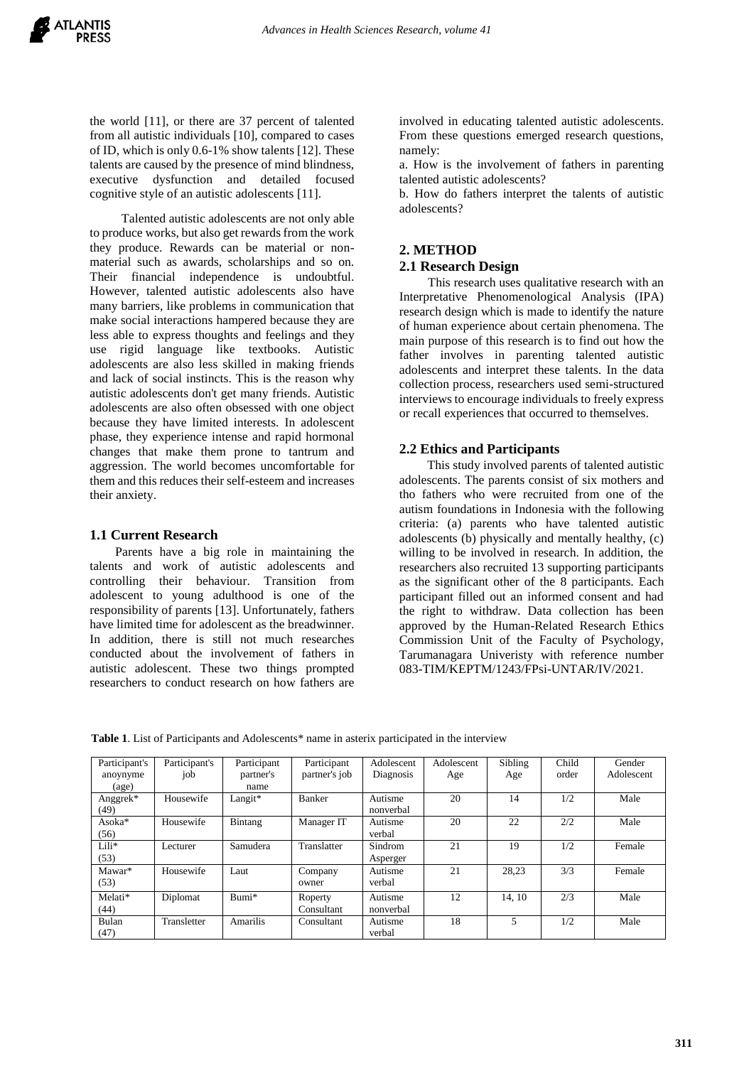the world [11], or there are 37 percent of talented from all autistic individuals [10], compared to cases of ID, which is only 0.6-1% show talents [12]. These talents are caused by the presence of mind blindness, executive dysfunction and detailed focused cognitive style of an autistic adolescents [11].

Talented autistic adolescents are not only able to produce works, but also get rewards from the work they produce. Rewards can be material or non-material such as awards, scholarships and so on. Their financial independence is undoubtful. However, talented autistic adolescents also have many barriers, like problems in communication that make social interactions hampered because they are less able to express thoughts and feelings and they use rigid language like textbooks. Autistic adolescents are also less skilled in making friends and lack of social instincts. This is the reason why autistic adolescents don't get many friends. Autistic adolescents are also often obsessed with one object because they have limited interests. In adolescent phase, they experience intense and rapid hormonal changes that make them prone to tantrum and aggression. The world becomes uncomfortable for them and this reduces their self-esteem and increases their anxiety.

### 1.1 Current Research

Parents have a big role in maintaining the talents and work of autistic adolescents and controlling their behaviour. Transition from adolescent to young adulthood is one of the responsibility of parents [13]. Unfortunately, fathers have limited time for adolescent as the breadwinner. In addition, there is still not much researches conducted about the involvement of fathers in autistic adolescent. These two things prompted researchers to conduct research on how fathers are involved in educating talented autistic adolescents. From these questions emerged research questions, namely:

a. How is the involvement of fathers in parenting talented autistic adolescents?

b. How do fathers interpret the talents of autistic adolescents?

## 2. METHOD

### 2.1 Research Design

This research uses qualitative research with an Interpretative Phenomenological Analysis (IPA) research design which is made to identify the nature of human experience about certain phenomena. The main purpose of this research is to find out how the father involves in parenting talented autistic adolescents and interpret these talents. In the data collection process, researchers used semi-structured interviews to encourage individuals to freely express or recall experiences that occurred to themselves.

### 2.2 Ethics and Participants

This study involved parents of talented autistic adolescents. The parents consist of six mothers and tho fathers who were recruited from one of the autism foundations in Indonesia with the following criteria: (a) parents who have talented autistic adolescents (b) physically and mentally healthy, (c) willing to be involved in research. In addition, the researchers also recruited 13 supporting participants as the significant other of the 8 participants. Each participant filled out an informed consent and had the right to withdraw. Data collection has been approved by the Human-Related Research Ethics Commission Unit of the Faculty of Psychology, Tarumanagara Univeristy with reference number 083-TIM/KEPTM/1243/FPsi-UNTAR/IV/2021.

**Table 1**. List of Participants and Adolescents* name in asterix participated in the interview

| Participant's anoynyme (age) | Participant's job | Participant partner's name | Participant partner's job | Adolescent Diagnosis | Adolescent Age | Sibling Age | Child order | Gender Adolescent |
|---|---|---|---|---|---|---|---|---|
| Anggrek* (49) | Housewife | Langit* | Banker | Autisme nonverbal | 20 | 14 | 1/2 | Male |
| Asoka* (56) | Housewife | Bintang | Manager IT | Autisme verbal | 20 | 22 | 2/2 | Male |
| Lili* (53) | Lecturer | Samudera | Translatter | Sindrom Asperger | 21 | 19 | 1/2 | Female |
| Mawar* (53) | Housewife | Laut | Company owner | Autisme verbal | 21 | 28,23 | 3/3 | Female |
| Melati* (44) | Diplomat | Bumi* | Roperty Consultant | Autisme nonverbal | 12 | 14, 10 | 2/3 | Male |
| Bulan (47) | Transletter | Amarilis | Consultant | Autisme verbal | 18 | 5 | 1/2 | Male |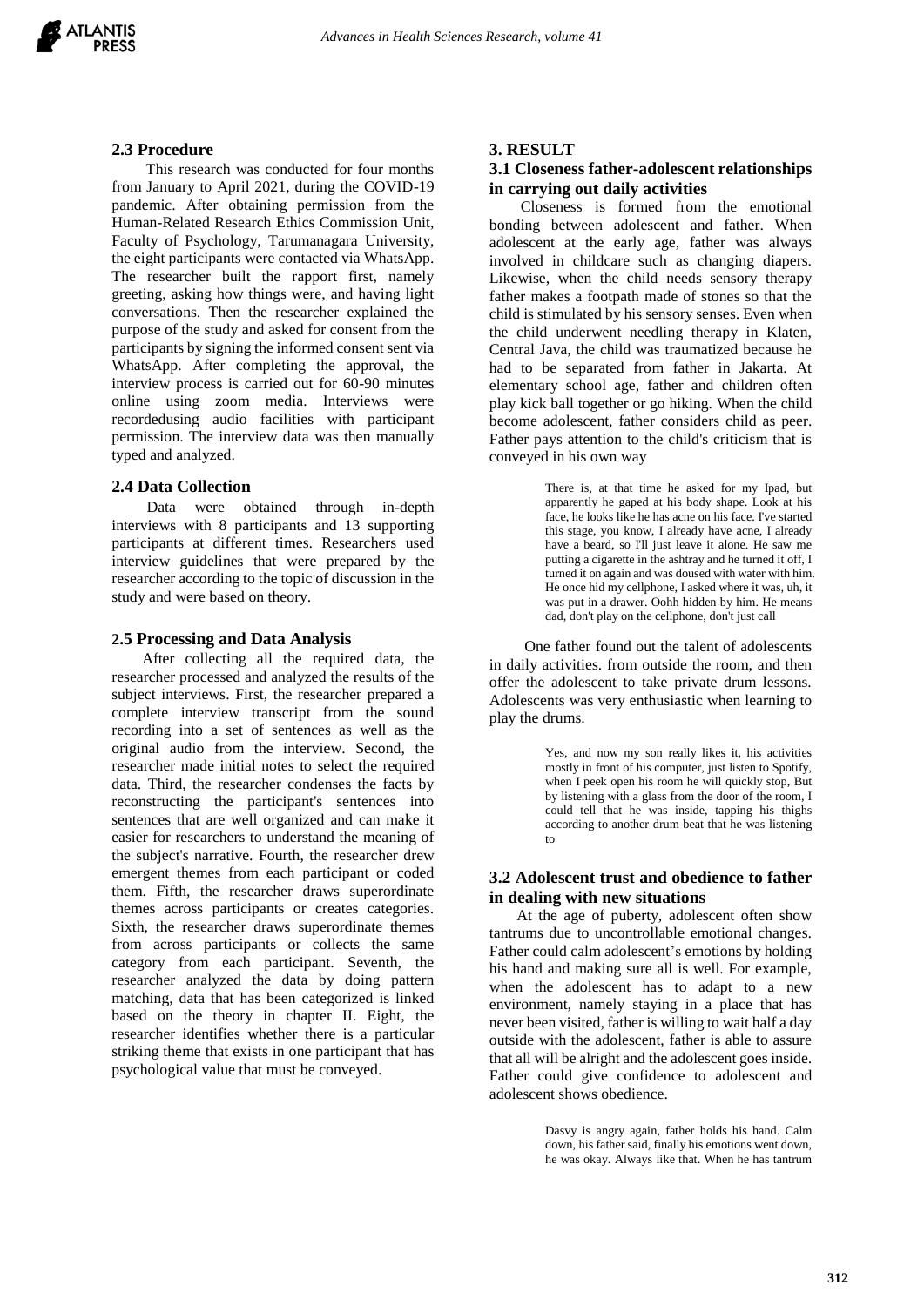### 2.3 Procedure

This research was conducted for four months from January to April 2021, during the COVID-19 pandemic. After obtaining permission from the Human-Related Research Ethics Commission Unit, Faculty of Psychology, Tarumanagara University, the eight participants were contacted via WhatsApp. The researcher built the rapport first, namely greeting, asking how things were, and having light conversations. Then the researcher explained the purpose of the study and asked for consent from the participants by signing the informed consent sent via WhatsApp. After completing the approval, the interview process is carried out for 60-90 minutes online using zoom media. Interviews were recordedusing audio facilities with participant permission. The interview data was then manually typed and analyzed.

### 2.4 Data Collection

Data were obtained through in-depth interviews with 8 participants and 13 supporting participants at different times. Researchers used interview guidelines that were prepared by the researcher according to the topic of discussion in the study and were based on theory.

### 2.5 Processing and Data Analysis

After collecting all the required data, the researcher processed and analyzed the results of the subject interviews. First, the researcher prepared a complete interview transcript from the sound recording into a set of sentences as well as the original audio from the interview. Second, the researcher made initial notes to select the required data. Third, the researcher condenses the facts by reconstructing the participant's sentences into sentences that are well organized and can make it easier for researchers to understand the meaning of the subject's narrative. Fourth, the researcher drew emergent themes from each participant or coded them. Fifth, the researcher draws superordinate themes across participants or creates categories. Sixth, the researcher draws superordinate themes from across participants or collects the same category from each participant. Seventh, the researcher analyzed the data by doing pattern matching, data that has been categorized is linked based on the theory in chapter II. Eight, the researcher identifies whether there is a particular striking theme that exists in one participant that has psychological value that must be conveyed.

## 3. RESULT

### 3.1 Closeness father-adolescent relationships in carrying out daily activities

Closeness is formed from the emotional bonding between adolescent and father. When adolescent at the early age, father was always involved in childcare such as changing diapers. Likewise, when the child needs sensory therapy father makes a footpath made of stones so that the child is stimulated by his sensory senses. Even when the child underwent needling therapy in Klaten, Central Java, the child was traumatized because he had to be separated from father in Jakarta. At elementary school age, father and children often play kick ball together or go hiking. When the child become adolescent, father considers child as peer. Father pays attention to the child's criticism that is conveyed in his own way

> There is, at that time he asked for my Ipad, but apparently he gaped at his body shape. Look at his face, he looks like he has acne on his face. I've started this stage, you know, I already have acne, I already have a beard, so I'll just leave it alone. He saw me putting a cigarette in the ashtray and he turned it off, I turned it on again and was doused with water with him. He once hid my cellphone, I asked where it was, uh, it was put in a drawer. Oohh hidden by him. He means dad, don't play on the cellphone, don't just call

One father found out the talent of adolescents in daily activities. from outside the room, and then offer the adolescent to take private drum lessons. Adolescents was very enthusiastic when learning to play the drums.

> Yes, and now my son really likes it, his activities mostly in front of his computer, just listen to Spotify, when I peek open his room he will quickly stop, But by listening with a glass from the door of the room, I could tell that he was inside, tapping his thighs according to another drum beat that he was listening to

### 3.2 Adolescent trust and obedience to father in dealing with new situations

At the age of puberty, adolescent often show tantrums due to uncontrollable emotional changes. Father could calm adolescent's emotions by holding his hand and making sure all is well. For example, when the adolescent has to adapt to a new environment, namely staying in a place that has never been visited, father is willing to wait half a day outside with the adolescent, father is able to assure that all will be alright and the adolescent goes inside. Father could give confidence to adolescent and adolescent shows obedience.

> Dasvy is angry again, father holds his hand. Calm down, his father said, finally his emotions went down, he was okay. Always like that. When he has tantrum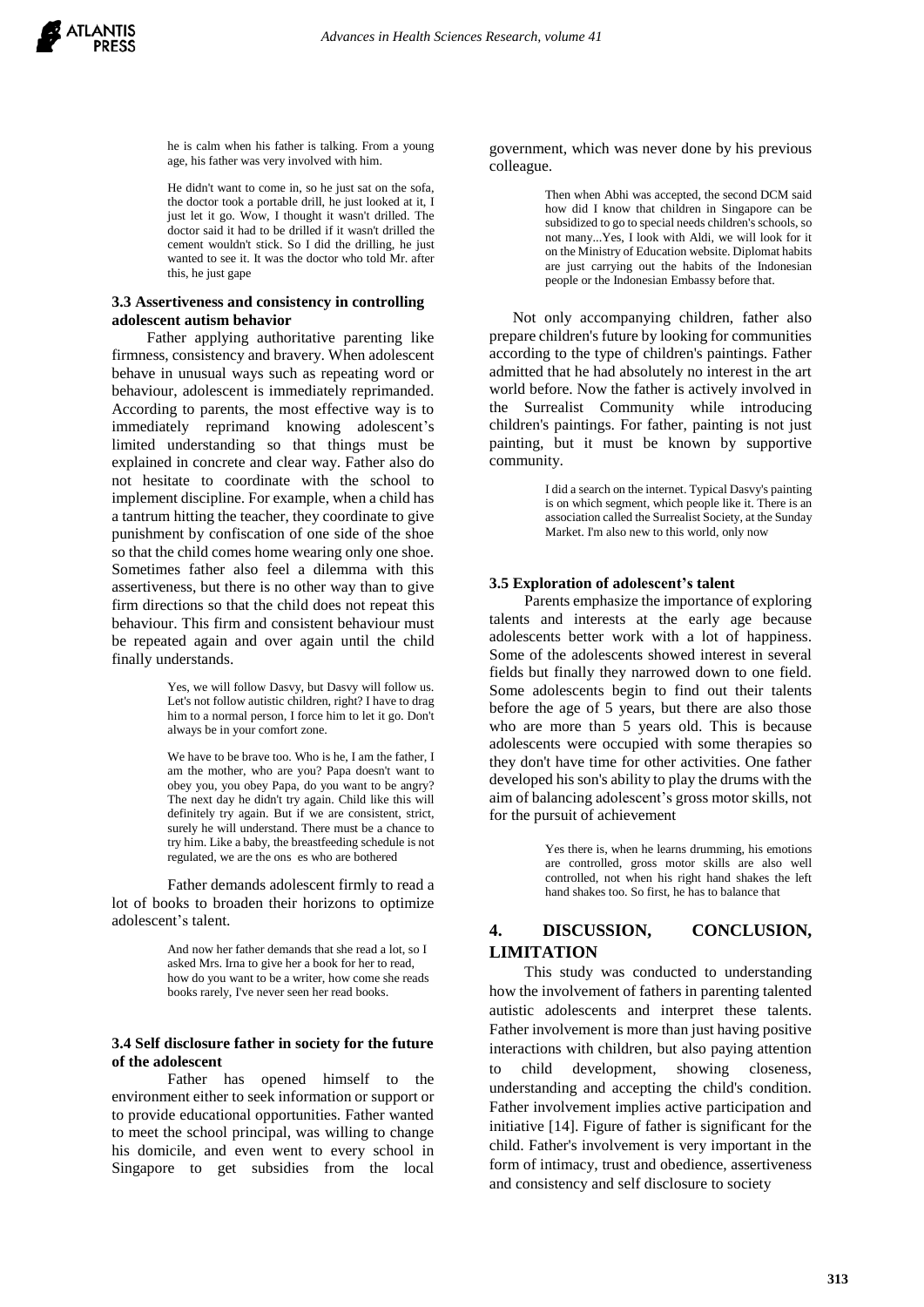he is calm when his father is talking. From a young age, his father was very involved with him.

He didn't want to come in, so he just sat on the sofa, the doctor took a portable drill, he just looked at it, I just let it go. Wow, I thought it wasn't drilled. The doctor said it had to be drilled if it wasn't drilled the cement wouldn't stick. So I did the drilling, he just wanted to see it. It was the doctor who told Mr. after this, he just gape

### 3.3 Assertiveness and consistency in controlling adolescent autism behavior

Father applying authoritative parenting like firmness, consistency and bravery. When adolescent behave in unusual ways such as repeating word or behaviour, adolescent is immediately reprimanded. According to parents, the most effective way is to immediately reprimand knowing adolescent's limited understanding so that things must be explained in concrete and clear way. Father also do not hesitate to coordinate with the school to implement discipline. For example, when a child has a tantrum hitting the teacher, they coordinate to give punishment by confiscation of one side of the shoe so that the child comes home wearing only one shoe. Sometimes father also feel a dilemma with this assertiveness, but there is no other way than to give firm directions so that the child does not repeat this behaviour. This firm and consistent behaviour must be repeated again and over again until the child finally understands.

Yes, we will follow Dasvy, but Dasvy will follow us. Let's not follow autistic children, right? I have to drag him to a normal person, I force him to let it go. Don't always be in your comfort zone.

We have to be brave too. Who is he, I am the father, I am the mother, who are you? Papa doesn't want to obey you, you obey Papa, do you want to be angry? The next day he didn't try again. Child like this will definitely try again. But if we are consistent, strict, surely he will understand. There must be a chance to try him. Like a baby, the breastfeeding schedule is not regulated, we are the ons es who are bothered

Father demands adolescent firmly to read a lot of books to broaden their horizons to optimize adolescent's talent.

And now her father demands that she read a lot, so I asked Mrs. Irna to give her a book for her to read, how do you want to be a writer, how come she reads books rarely, I've never seen her read books.

### 3.4 Self disclosure father in society for the future of the adolescent

Father has opened himself to the environment either to seek information or support or to provide educational opportunities. Father wanted to meet the school principal, was willing to change his domicile, and even went to every school in Singapore to get subsidies from the local government, which was never done by his previous colleague.

Then when Abhi was accepted, the second DCM said how did I know that children in Singapore can be subsidized to go to special needs children's schools, so not many...Yes, I look with Aldi, we will look for it on the Ministry of Education website. Diplomat habits are just carrying out the habits of the Indonesian people or the Indonesian Embassy before that.

Not only accompanying children, father also prepare children's future by looking for communities according to the type of children's paintings. Father admitted that he had absolutely no interest in the art world before. Now the father is actively involved in the Surrealist Community while introducing children's paintings. For father, painting is not just painting, but it must be known by supportive community.

I did a search on the internet. Typical Dasvy's painting is on which segment, which people like it. There is an association called the Surrealist Society, at the Sunday Market. I'm also new to this world, only now

### 3.5 Exploration of adolescent's talent

Parents emphasize the importance of exploring talents and interests at the early age because adolescents better work with a lot of happiness. Some of the adolescents showed interest in several fields but finally they narrowed down to one field. Some adolescents begin to find out their talents before the age of 5 years, but there are also those who are more than 5 years old. This is because adolescents were occupied with some therapies so they don't have time for other activities. One father developed his son's ability to play the drums with the aim of balancing adolescent's gross motor skills, not for the pursuit of achievement

Yes there is, when he learns drumming, his emotions are controlled, gross motor skills are also well controlled, not when his right hand shakes the left hand shakes too. So first, he has to balance that

## 4. DISCUSSION, CONCLUSION, LIMITATION

This study was conducted to understanding how the involvement of fathers in parenting talented autistic adolescents and interpret these talents. Father involvement is more than just having positive interactions with children, but also paying attention to child development, showing closeness, understanding and accepting the child's condition. Father involvement implies active participation and initiative [14]. Figure of father is significant for the child. Father's involvement is very important in the form of intimacy, trust and obedience, assertiveness and consistency and self disclosure to society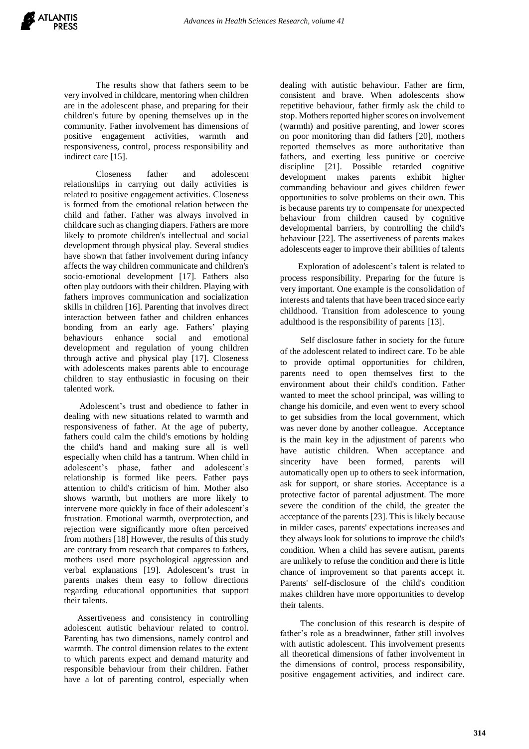The results show that fathers seem to be very involved in childcare, mentoring when children are in the adolescent phase, and preparing for their children's future by opening themselves up in the community. Father involvement has dimensions of positive engagement activities, warmth and responsiveness, control, process responsibility and indirect care [15].

Closeness father and adolescent relationships in carrying out daily activities is related to positive engagement activities. Closeness is formed from the emotional relation between the child and father. Father was always involved in childcare such as changing diapers. Fathers are more likely to promote children's intellectual and social development through physical play. Several studies have shown that father involvement during infancy affects the way children communicate and children's socio-emotional development [17]. Fathers also often play outdoors with their children. Playing with fathers improves communication and socialization skills in children [16]. Parenting that involves direct interaction between father and children enhances bonding from an early age. Fathers' playing behaviours enhance social and emotional development and regulation of young children through active and physical play [17]. Closeness with adolescents makes parents able to encourage children to stay enthusiastic in focusing on their talented work.

Adolescent's trust and obedience to father in dealing with new situations related to warmth and responsiveness of father. At the age of puberty, fathers could calm the child's emotions by holding the child's hand and making sure all is well especially when child has a tantrum. When child in adolescent's phase, father and adolescent's relationship is formed like peers. Father pays attention to child's criticism of him. Mother also shows warmth, but mothers are more likely to intervene more quickly in face of their adolescent's frustration. Emotional warmth, overprotection, and rejection were significantly more often perceived from mothers [18] However, the results of this study are contrary from research that compares to fathers, mothers used more psychological aggression and verbal explanations [19]. Adolescent's trust in parents makes them easy to follow directions regarding educational opportunities that support their talents.

Assertiveness and consistency in controlling adolescent autistic behaviour related to control. Parenting has two dimensions, namely control and warmth. The control dimension relates to the extent to which parents expect and demand maturity and responsible behaviour from their children. Father have a lot of parenting control, especially when dealing with autistic behaviour. Father are firm, consistent and brave. When adolescents show repetitive behaviour, father firmly ask the child to stop. Mothers reported higher scores on involvement (warmth) and positive parenting, and lower scores on poor monitoring than did fathers [20], mothers reported themselves as more authoritative than fathers, and exerting less punitive or coercive discipline [21]. Possible retarded cognitive development makes parents exhibit higher commanding behaviour and gives children fewer opportunities to solve problems on their own. This is because parents try to compensate for unexpected behaviour from children caused by cognitive developmental barriers, by controlling the child's behaviour [22]. The assertiveness of parents makes adolescents eager to improve their abilities of talents

Exploration of adolescent's talent is related to process responsibility. Preparing for the future is very important. One example is the consolidation of interests and talents that have been traced since early childhood. Transition from adolescence to young adulthood is the responsibility of parents [13].

Self disclosure father in society for the future of the adolescent related to indirect care. To be able to provide optimal opportunities for children, parents need to open themselves first to the environment about their child's condition. Father wanted to meet the school principal, was willing to change his domicile, and even went to every school to get subsidies from the local government, which was never done by another colleague. Acceptance is the main key in the adjustment of parents who have autistic children. When acceptance and sincerity have been formed, parents will automatically open up to others to seek information, ask for support, or share stories. Acceptance is a protective factor of parental adjustment. The more severe the condition of the child, the greater the acceptance of the parents [23]. This is likely because in milder cases, parents' expectations increases and they always look for solutions to improve the child's condition. When a child has severe autism, parents are unlikely to refuse the condition and there is little chance of improvement so that parents accept it. Parents' self-disclosure of the child's condition makes children have more opportunities to develop their talents.

The conclusion of this research is despite of father's role as a breadwinner, father still involves with autistic adolescent. This involvement presents all theoretical dimensions of father involvement in the dimensions of control, process responsibility, positive engagement activities, and indirect care.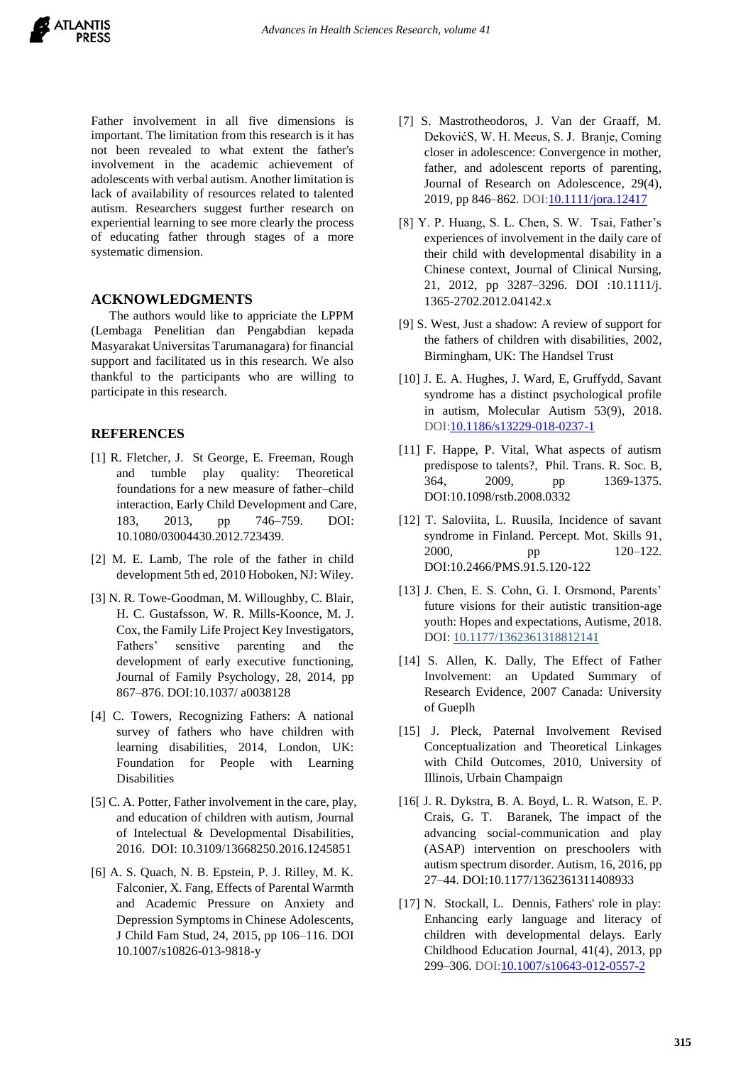Father involvement in all five dimensions is important. The limitation from this research is it has not been revealed to what extent the father's involvement in the academic achievement of adolescents with verbal autism. Another limitation is lack of availability of resources related to talented autism. Researchers suggest further research on experiential learning to see more clearly the process of educating father through stages of a more systematic dimension.

## ACKNOWLEDGMENTS

The authors would like to appriciate the LPPM (Lembaga Penelitian dan Pengabdian kepada Masyarakat Universitas Tarumanagara) for financial support and facilitated us in this research. We also thankful to the participants who are willing to participate in this research.

## REFERENCES

[1] R. Fletcher, J. St George, E. Freeman, Rough and tumble play quality: Theoretical foundations for a new measure of father–child interaction, Early Child Development and Care, 183, 2013, pp 746–759. DOI: 10.1080/03004430.2012.723439.

[2] M. E. Lamb, The role of the father in child development 5th ed, 2010 Hoboken, NJ: Wiley.

[3] N. R. Towe-Goodman, M. Willoughby, C. Blair, H. C. Gustafsson, W. R. Mills-Koonce, M. J. Cox, the Family Life Project Key Investigators, Fathers' sensitive parenting and the development of early executive functioning, Journal of Family Psychology, 28, 2014, pp 867–876. DOI:10.1037/ a0038128

[4] C. Towers, Recognizing Fathers: A national survey of fathers who have children with learning disabilities, 2014, London, UK: Foundation for People with Learning Disabilities

[5] C. A. Potter, Father involvement in the care, play, and education of children with autism, Journal of Intelectual & Developmental Disabilities, 2016. DOI: 10.3109/13668250.2016.1245851

[6] A. S. Quach, N. B. Epstein, P. J. Rilley, M. K. Falconier, X. Fang, Effects of Parental Warmth and Academic Pressure on Anxiety and Depression Symptoms in Chinese Adolescents, J Child Fam Stud, 24, 2015, pp 106–116. DOI 10.1007/s10826-013-9818-y

[7] S. Mastrotheodoros, J. Van der Graaff, M. DekovićS, W. H. Meeus, S. J. Branje, Coming closer in adolescence: Convergence in mother, father, and adolescent reports of parenting, Journal of Research on Adolescence, 29(4), 2019, pp 846–862. DOI:10.1111/jora.12417

[8] Y. P. Huang, S. L. Chen, S. W. Tsai, Father's experiences of involvement in the daily care of their child with developmental disability in a Chinese context, Journal of Clinical Nursing, 21, 2012, pp 3287–3296. DOI :10.1111/j. 1365-2702.2012.04142.x

[9] S. West, Just a shadow: A review of support for the fathers of children with disabilities, 2002, Birmingham, UK: The Handsel Trust

[10] J. E. A. Hughes, J. Ward, E, Gruffydd, Savant syndrome has a distinct psychological profile in autism, Molecular Autism 53(9), 2018. DOI:10.1186/s13229-018-0237-1

[11] F. Happe, P. Vital, What aspects of autism predispose to talents?, Phil. Trans. R. Soc. B, 364, 2009, pp 1369-1375. DOI:10.1098/rstb.2008.0332

[12] T. Saloviita, L. Ruusila, Incidence of savant syndrome in Finland. Percept. Mot. Skills 91, 2000, pp 120–122. DOI:10.2466/PMS.91.5.120-122

[13] J. Chen, E. S. Cohn, G. I. Orsmond, Parents' future visions for their autistic transition-age youth: Hopes and expectations, Autisme, 2018. DOI: 10.1177/1362361318812141

[14] S. Allen, K. Dally, The Effect of Father Involvement: an Updated Summary of Research Evidence, 2007 Canada: University of Gueplh

[15] J. Pleck, Paternal Involvement Revised Conceptualization and Theoretical Linkages with Child Outcomes, 2010, University of Illinois, Urbain Champaign

[16[ J. R. Dykstra, B. A. Boyd, L. R. Watson, E. P. Crais, G. T. Baranek, The impact of the advancing social-communication and play (ASAP) intervention on preschoolers with autism spectrum disorder. Autism, 16, 2016, pp 27–44. DOI:10.1177/1362361311408933

[17] N. Stockall, L. Dennis, Fathers' role in play: Enhancing early language and literacy of children with developmental delays. Early Childhood Education Journal, 41(4), 2013, pp 299–306. DOI:10.1007/s10643-012-0557-2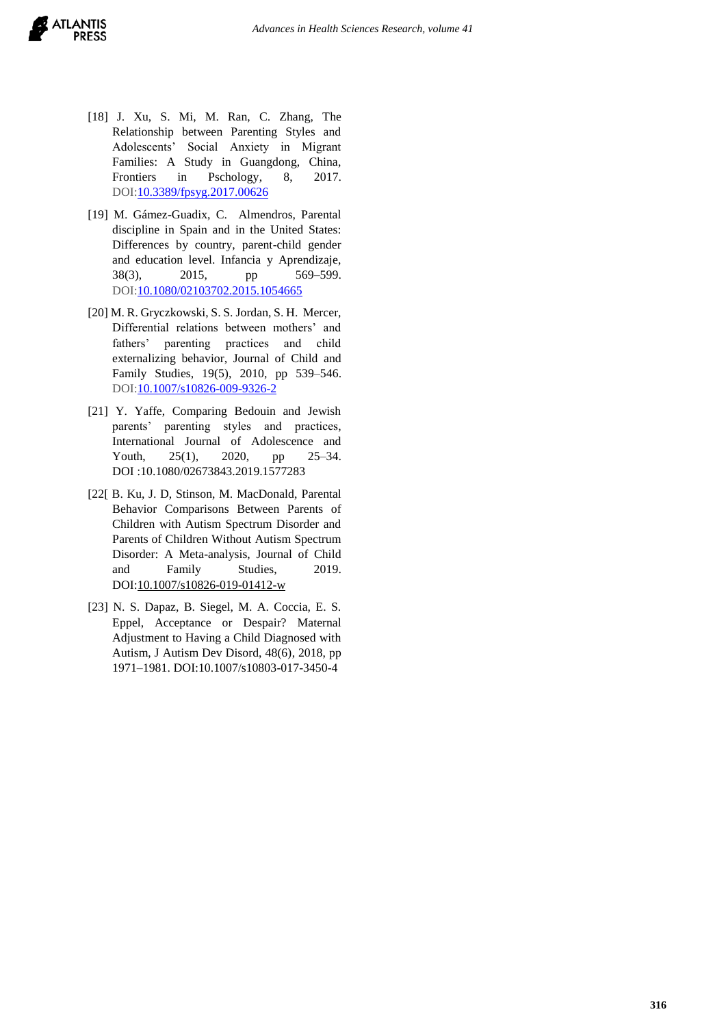[18] J. Xu, S. Mi, M. Ran, C. Zhang, The Relationship between Parenting Styles and Adolescents' Social Anxiety in Migrant Families: A Study in Guangdong, China, Frontiers in Pschology, 8, 2017. DOI:10.3389/fpsyg.2017.00626

[19] M. Gámez-Guadix, C. Almendros, Parental discipline in Spain and in the United States: Differences by country, parent-child gender and education level. Infancia y Aprendizaje, 38(3), 2015, pp 569–599. DOI:10.1080/02103702.2015.1054665

[20] M. R. Gryczkowski, S. S. Jordan, S. H. Mercer, Differential relations between mothers' and fathers' parenting practices and child externalizing behavior, Journal of Child and Family Studies, 19(5), 2010, pp 539–546. DOI:10.1007/s10826-009-9326-2

[21] Y. Yaffe, Comparing Bedouin and Jewish parents' parenting styles and practices, International Journal of Adolescence and Youth, 25(1), 2020, pp 25–34. DOI :10.1080/02673843.2019.1577283

[22[ B. Ku, J. D, Stinson, M. MacDonald, Parental Behavior Comparisons Between Parents of Children with Autism Spectrum Disorder and Parents of Children Without Autism Spectrum Disorder: A Meta-analysis, Journal of Child and Family Studies, 2019. DOI:10.1007/s10826-019-01412-w

[23] N. S. Dapaz, B. Siegel, M. A. Coccia, E. S. Eppel, Acceptance or Despair? Maternal Adjustment to Having a Child Diagnosed with Autism, J Autism Dev Disord, 48(6), 2018, pp 1971–1981. DOI:10.1007/s10803-017-3450-4